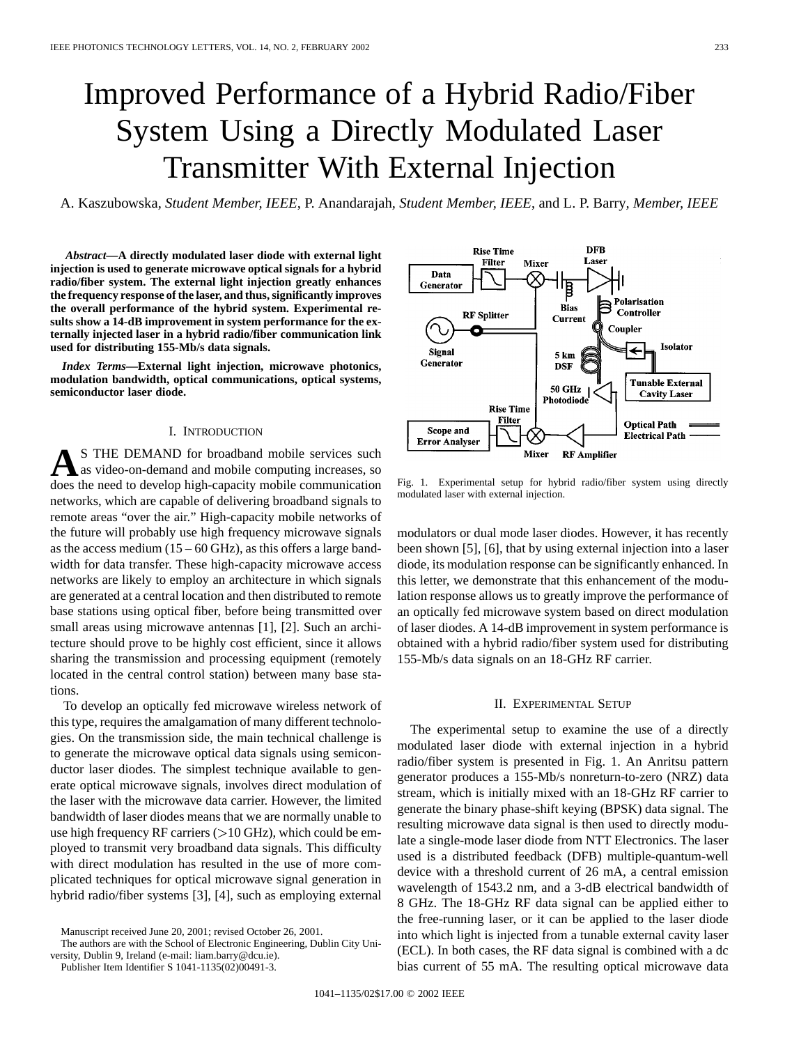# Improved Performance of a Hybrid Radio/Fiber System Using a Directly Modulated Laser Transmitter With External Injection

A. Kaszubowska, *Student Member, IEEE*, P. Anandarajah, *Student Member, IEEE*, and L. P. Barry, *Member, IEEE*

***Abstract*—A directly modulated laser diode with external light injection is used to generate microwave optical signals for a hybrid radio/fiber system. The external light injection greatly enhances the frequency response of the laser, and thus, significantly improves the overall performance of the hybrid system. Experimental results show a 14-dB improvement in system performance for the externally injected laser in a hybrid radio/fiber communication link used for distributing 155-Mb/s data signals.**

***Index Terms*—External light injection, microwave photonics, modulation bandwidth, optical communications, optical systems, semiconductor laser diode.**

## I. Introduction

As the demand for broadband mobile services such as video-on-demand and mobile computing increases, so does the need to develop high-capacity mobile communication networks, which are capable of delivering broadband signals to remote areas "over the air." High-capacity mobile networks of the future will probably use high frequency microwave signals as the access medium (15 – 60 GHz), as this offers a large bandwidth for data transfer. These high-capacity microwave access networks are likely to employ an architecture in which signals are generated at a central location and then distributed to remote base stations using optical fiber, before being transmitted over small areas using microwave antennas [1], [2]. Such an architecture should prove to be highly cost efficient, since it allows sharing the transmission and processing equipment (remotely located in the central control station) between many base stations.

To develop an optically fed microwave wireless network of this type, requires the amalgamation of many different technologies. On the transmission side, the main technical challenge is to generate the microwave optical data signals using semiconductor laser diodes. The simplest technique available to generate optical microwave signals, involves direct modulation of the laser with the microwave data carrier. However, the limited bandwidth of laser diodes means that we are normally unable to use high frequency RF carriers (>10 GHz), which could be employed to transmit very broadband data signals. This difficulty with direct modulation has resulted in the use of more complicated techniques for optical microwave signal generation in hybrid radio/fiber systems [3], [4], such as employing external modulators or dual mode laser diodes. However, it has recently been shown [5], [6], that by using external injection into a laser diode, its modulation response can be significantly enhanced. In this letter, we demonstrate that this enhancement of the modulation response allows us to greatly improve the performance of an optically fed microwave system based on direct modulation of laser diodes. A 14-dB improvement in system performance is obtained with a hybrid radio/fiber system used for distributing 155-Mb/s data signals on an 18-GHz RF carrier.

Fig. 1. Experimental setup for hybrid radio/fiber system using directly modulated laser with external injection.

## II. Experimental Setup

The experimental setup to examine the use of a directly modulated laser diode with external injection in a hybrid radio/fiber system is presented in Fig. 1. An Anritsu pattern generator produces a 155-Mb/s nonreturn-to-zero (NRZ) data stream, which is initially mixed with an 18-GHz RF carrier to generate the binary phase-shift keying (BPSK) data signal. The resulting microwave data signal is then used to directly modulate a single-mode laser diode from NTT Electronics. The laser used is a distributed feedback (DFB) multiple-quantum-well device with a threshold current of 26 mA, a central emission wavelength of 1543.2 nm, and a 3-dB electrical bandwidth of 8 GHz. The 18-GHz RF data signal can be applied either to the free-running laser, or it can be applied to the laser diode into which light is injected from a tunable external cavity laser (ECL). In both cases, the RF data signal is combined with a dc bias current of 55 mA. The resulting optical microwave data

Manuscript received June 20, 2001; revised October 26, 2001.

The authors are with the School of Electronic Engineering, Dublin City University, Dublin 9, Ireland (e-mail: liam.barry@dcu.ie).

Publisher Item Identifier S 1041-1135(02)00491-3.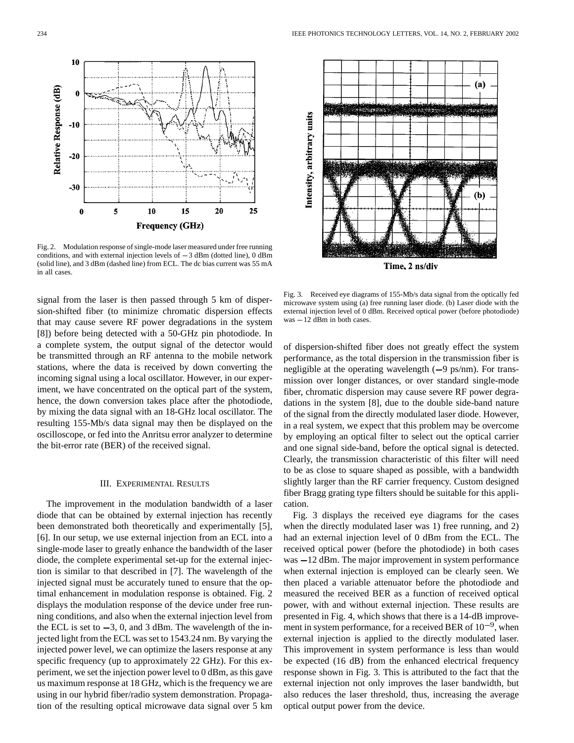Fig. 2. Modulation response of single-mode laser measured under free running conditions, and with external injection levels of −3 dBm (dotted line), 0 dBm (solid line), and 3 dBm (dashed line) from ECL. The dc bias current was 55 mA in all cases.

Fig. 3. Received eye diagrams of 155-Mb/s data signal from the optically fed microwave system using (a) free running laser diode. (b) Laser diode with the external injection level of 0 dBm. Received optical power (before photodiode) was −12 dBm in both cases.

signal from the laser is then passed through 5 km of dispersion-shifted fiber (to minimize chromatic dispersion effects that may cause severe RF power degradations in the system [8]) before being detected with a 50-GHz pin photodiode. In a complete system, the output signal of the detector would be transmitted through an RF antenna to the mobile network stations, where the data is received by down converting the incoming signal using a local oscillator. However, in our experiment, we have concentrated on the optical part of the system, hence, the down conversion takes place after the photodiode, by mixing the data signal with an 18-GHz local oscillator. The resulting 155-Mb/s data signal may then be displayed on the oscilloscope, or fed into the Anritsu error analyzer to determine the bit-error rate (BER) of the received signal.

## III. Experimental Results

The improvement in the modulation bandwidth of a laser diode that can be obtained by external injection has recently been demonstrated both theoretically and experimentally [5], [6]. In our setup, we use external injection from an ECL into a single-mode laser to greatly enhance the bandwidth of the laser diode, the complete experimental set-up for the external injection is similar to that described in [7]. The wavelength of the injected signal must be accurately tuned to ensure that the optimal enhancement in modulation response is obtained. Fig. 2 displays the modulation response of the device under free running conditions, and also when the external injection level from the ECL is set to −3, 0, and 3 dBm. The wavelength of the injected light from the ECL was set to 1543.24 nm. By varying the injected power level, we can optimize the lasers response at any specific frequency (up to approximately 22 GHz). For this experiment, we set the injection power level to 0 dBm, as this gave us maximum response at 18 GHz, which is the frequency we are using in our hybrid fiber/radio system demonstration. Propagation of the resulting optical microwave data signal over 5 km of dispersion-shifted fiber does not greatly effect the system performance, as the total dispersion in the transmission fiber is negligible at the operating wavelength (−9 ps/nm). For transmission over longer distances, or over standard single-mode fiber, chromatic dispersion may cause severe RF power degradations in the system [8], due to the double side-band nature of the signal from the directly modulated laser diode. However, in a real system, we expect that this problem may be overcome by employing an optical filter to select out the optical carrier and one signal side-band, before the optical signal is detected. Clearly, the transmission characteristic of this filter will need to be as close to square shaped as possible, with a bandwidth slightly larger than the RF carrier frequency. Custom designed fiber Bragg grating type filters should be suitable for this application.

Fig. 3 displays the received eye diagrams for the cases when the directly modulated laser was 1) free running, and 2) had an external injection level of 0 dBm from the ECL. The received optical power (before the photodiode) in both cases was −12 dBm. The major improvement in system performance when external injection is employed can be clearly seen. We then placed a variable attenuator before the photodiode and measured the received BER as a function of received optical power, with and without external injection. These results are presented in Fig. 4, which shows that there is a 14-dB improvement in system performance, for a received BER of $10^{-9}$, when external injection is applied to the directly modulated laser. This improvement in system performance is less than would be expected (16 dB) from the enhanced electrical frequency response shown in Fig. 3. This is attributed to the fact that the external injection not only improves the laser bandwidth, but also reduces the laser threshold, thus, increasing the average optical output power from the device.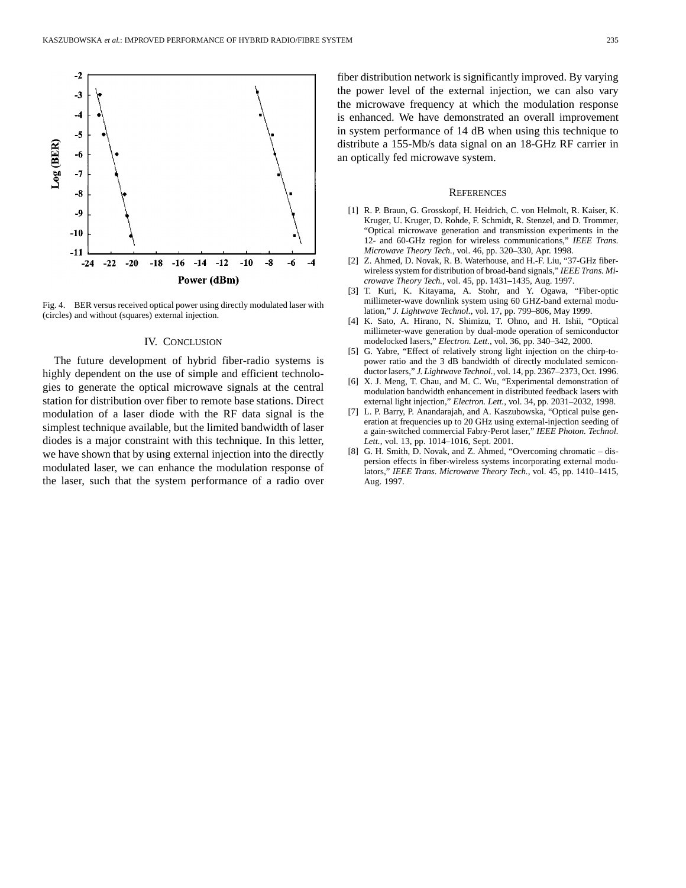-2
-3
-4
-5
-6
-7
-8
-9
-10
-11

Log (BER)

-24 -22 -20 -18 -16 -14 -12 -10 -8 -6 -4

Power (dBm)

Fig. 4. BER versus received optical power using directly modulated laser with (circles) and without (squares) external injection.

## IV. Conclusion

The future development of hybrid fiber-radio systems is highly dependent on the use of simple and efficient technologies to generate the optical microwave signals at the central station for distribution over fiber to remote base stations. Direct modulation of a laser diode with the RF data signal is the simplest technique available, but the limited bandwidth of laser diodes is a major constraint with this technique. In this letter, we have shown that by using external injection into the directly modulated laser, we can enhance the modulation response of the laser, such that the system performance of a radio over fiber distribution network is significantly improved. By varying the power level of the external injection, we can also vary the microwave frequency at which the modulation response is enhanced. We have demonstrated an overall improvement in system performance of 14 dB when using this technique to distribute a 155-Mb/s data signal on an 18-GHz RF carrier in an optically fed microwave system.

## References

[1] R. P. Braun, G. Grosskopf, H. Heidrich, C. von Helmolt, R. Kaiser, K. Kruger, U. Kruger, D. Rohde, F. Schmidt, R. Stenzel, and D. Trommer, “Optical microwave generation and transmission experiments in the 12- and 60-GHz region for wireless communications,” *IEEE Trans. Microwave Theory Tech.*, vol. 46, pp. 320–330, Apr. 1998.

[2] Z. Ahmed, D. Novak, R. B. Waterhouse, and H.-F. Liu, “37-GHz fiber-wireless system for distribution of broad-band signals,” *IEEE Trans. Microwave Theory Tech.*, vol. 45, pp. 1431–1435, Aug. 1997.

[3] T. Kuri, K. Kitayama, A. Stohr, and Y. Ogawa, “Fiber-optic millimeter-wave downlink system using 60 GHZ-band external modulation,” *J. Lightwave Technol.*, vol. 17, pp. 799–806, May 1999.

[4] K. Sato, A. Hirano, N. Shimizu, T. Ohno, and H. Ishii, “Optical millimeter-wave generation by dual-mode operation of semiconductor modelocked lasers,” *Electron. Lett.*, vol. 36, pp. 340–342, 2000.

[5] G. Yabre, “Effect of relatively strong light injection on the chirp-to-power ratio and the 3 dB bandwidth of directly modulated semiconductor lasers,” *J. Lightwave Technol.*, vol. 14, pp. 2367–2373, Oct. 1996.

[6] X. J. Meng, T. Chau, and M. C. Wu, “Experimental demonstration of modulation bandwidth enhancement in distributed feedback lasers with external light injection,” *Electron. Lett.*, vol. 34, pp. 2031–2032, 1998.

[7] L. P. Barry, P. Anandarajah, and A. Kaszubowska, “Optical pulse generation at frequencies up to 20 GHz using external-injection seeding of a gain-switched commercial Fabry-Perot laser,” *IEEE Photon. Technol. Lett.*, vol. 13, pp. 1014–1016, Sept. 2001.

[8] G. H. Smith, D. Novak, and Z. Ahmed, “Overcoming chromatic – dispersion effects in fiber-wireless systems incorporating external modulators,” *IEEE Trans. Microwave Theory Tech.*, vol. 45, pp. 1410–1415, Aug. 1997.